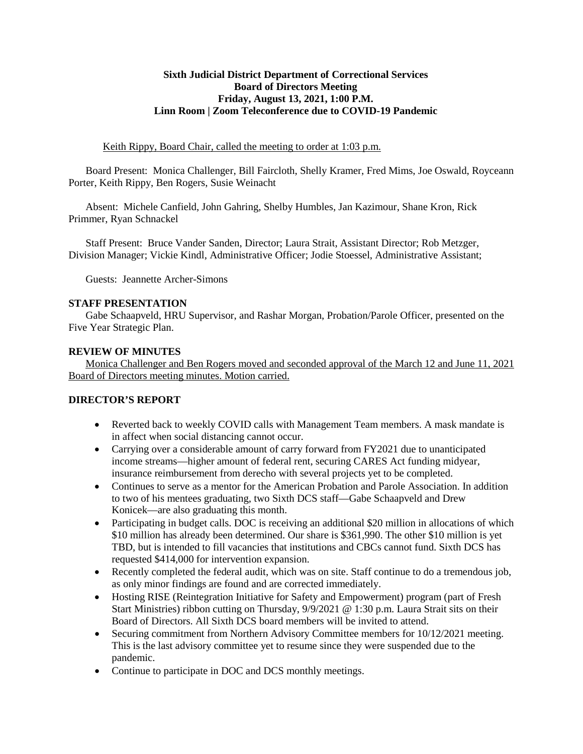**Sixth Judicial District Department of Correctional Services**
**Board of Directors Meeting**
**Friday, August 13, 2021, 1:00 P.M.**
**Linn Room | Zoom Teleconference due to COVID-19 Pandemic**

<u>Keith Rippy, Board Chair, called the meeting to order at 1:03 p.m.</u>

Board Present: Monica Challenger, Bill Faircloth, Shelly Kramer, Fred Mims, Joe Oswald, Royceann Porter, Keith Rippy, Ben Rogers, Susie Weinacht

Absent: Michele Canfield, John Gahring, Shelby Humbles, Jan Kazimour, Shane Kron, Rick Primmer, Ryan Schnackel

Staff Present: Bruce Vander Sanden, Director; Laura Strait, Assistant Director; Rob Metzger, Division Manager; Vickie Kindl, Administrative Officer; Jodie Stoessel, Administrative Assistant;

Guests: Jeannette Archer-Simons

## STAFF PRESENTATION

Gabe Schaapveld, HRU Supervisor, and Rashar Morgan, Probation/Parole Officer, presented on the Five Year Strategic Plan.

## REVIEW OF MINUTES

<u>Monica Challenger and Ben Rogers moved and seconded approval of the March 12 and June 11, 2021 Board of Directors meeting minutes. Motion carried.</u>

## DIRECTOR'S REPORT

- Reverted back to weekly COVID calls with Management Team members. A mask mandate is in affect when social distancing cannot occur.
- Carrying over a considerable amount of carry forward from FY2021 due to unanticipated income streams—higher amount of federal rent, securing CARES Act funding midyear, insurance reimbursement from derecho with several projects yet to be completed.
- Continues to serve as a mentor for the American Probation and Parole Association. In addition to two of his mentees graduating, two Sixth DCS staff—Gabe Schaapveld and Drew Konicek—are also graduating this month.
- Participating in budget calls. DOC is receiving an additional $20 million in allocations of which $10 million has already been determined. Our share is $361,990. The other $10 million is yet TBD, but is intended to fill vacancies that institutions and CBCs cannot fund. Sixth DCS has requested $414,000 for intervention expansion.
- Recently completed the federal audit, which was on site. Staff continue to do a tremendous job, as only minor findings are found and are corrected immediately.
- Hosting RISE (Reintegration Initiative for Safety and Empowerment) program (part of Fresh Start Ministries) ribbon cutting on Thursday, 9/9/2021 @ 1:30 p.m. Laura Strait sits on their Board of Directors. All Sixth DCS board members will be invited to attend.
- Securing commitment from Northern Advisory Committee members for 10/12/2021 meeting. This is the last advisory committee yet to resume since they were suspended due to the pandemic.
- Continue to participate in DOC and DCS monthly meetings.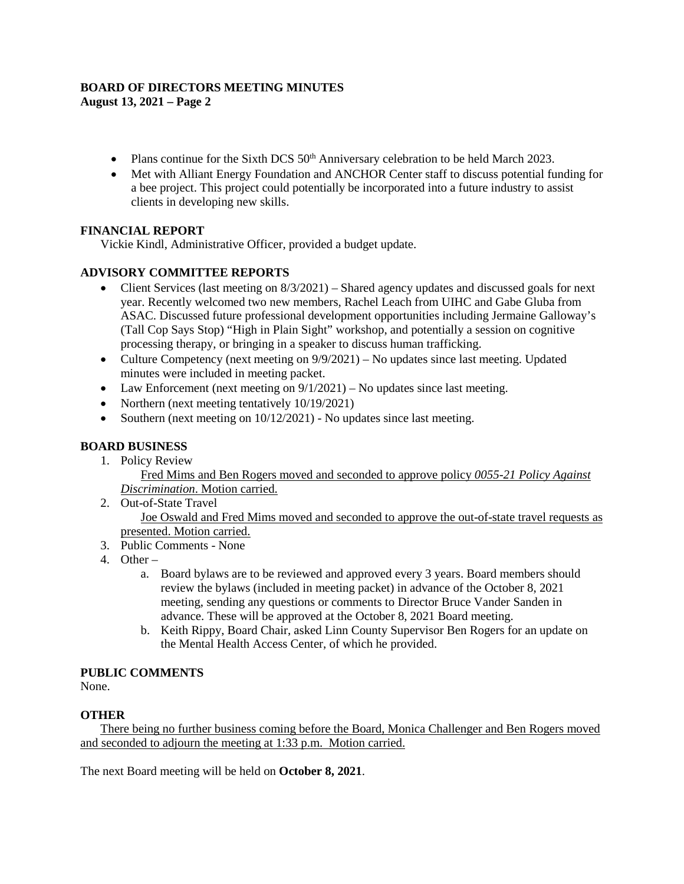**BOARD OF DIRECTORS MEETING MINUTES**
**August 13, 2021 – Page 2**

- Plans continue for the Sixth DCS 50th Anniversary celebration to be held March 2023.
- Met with Alliant Energy Foundation and ANCHOR Center staff to discuss potential funding for a bee project. This project could potentially be incorporated into a future industry to assist clients in developing new skills.

**FINANCIAL REPORT**

Vickie Kindl, Administrative Officer, provided a budget update.

**ADVISORY COMMITTEE REPORTS**

- Client Services (last meeting on 8/3/2021) – Shared agency updates and discussed goals for next year. Recently welcomed two new members, Rachel Leach from UIHC and Gabe Gluba from ASAC. Discussed future professional development opportunities including Jermaine Galloway's (Tall Cop Says Stop) "High in Plain Sight" workshop, and potentially a session on cognitive processing therapy, or bringing in a speaker to discuss human trafficking.
- Culture Competency (next meeting on 9/9/2021) – No updates since last meeting. Updated minutes were included in meeting packet.
- Law Enforcement (next meeting on 9/1/2021) – No updates since last meeting.
- Northern (next meeting tentatively 10/19/2021)
- Southern (next meeting on 10/12/2021) - No updates since last meeting.

**BOARD BUSINESS**

1. Policy Review
   Fred Mims and Ben Rogers moved and seconded to approve policy *0055-21 Policy Against Discrimination*. Motion carried.
2. Out-of-State Travel
   Joe Oswald and Fred Mims moved and seconded to approve the out-of-state travel requests as presented. Motion carried.
3. Public Comments - None
4. Other –
   a. Board bylaws are to be reviewed and approved every 3 years. Board members should review the bylaws (included in meeting packet) in advance of the October 8, 2021 meeting, sending any questions or comments to Director Bruce Vander Sanden in advance. These will be approved at the October 8, 2021 Board meeting.
   b. Keith Rippy, Board Chair, asked Linn County Supervisor Ben Rogers for an update on the Mental Health Access Center, of which he provided.

**PUBLIC COMMENTS**

None.

**OTHER**

There being no further business coming before the Board, Monica Challenger and Ben Rogers moved and seconded to adjourn the meeting at 1:33 p.m. Motion carried.

The next Board meeting will be held on **October 8, 2021**.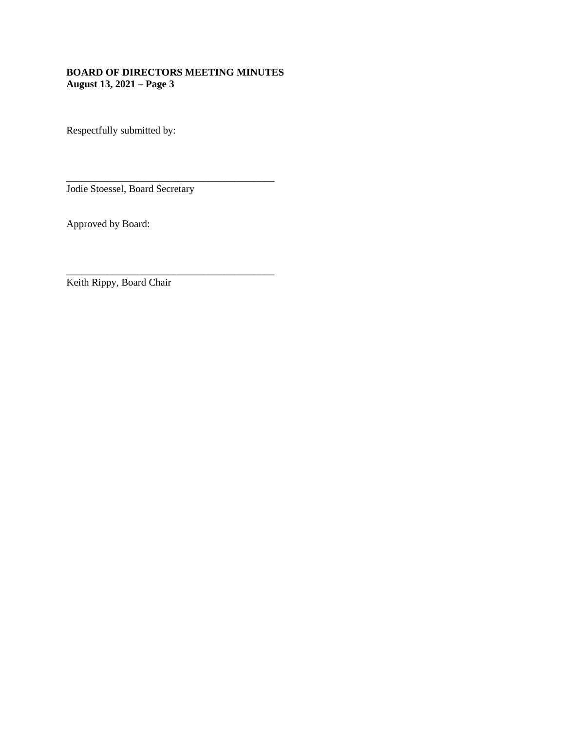Respectfully submitted by:

___________________________________________
Jodie Stoessel, Board Secretary

Approved by Board:

___________________________________________
Keith Rippy, Board Chair